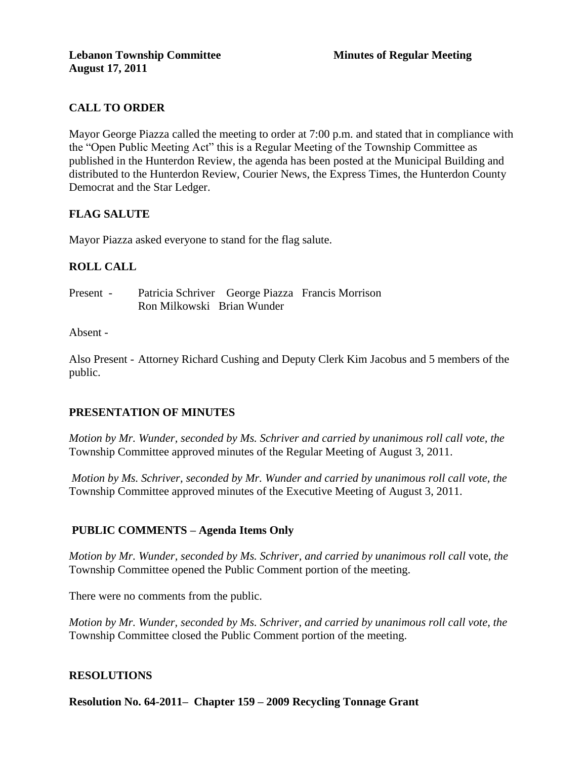**Lebanon Township Committee** **Minutes of Regular Meeting**
**August 17, 2011**

## CALL TO ORDER

Mayor George Piazza called the meeting to order at 7:00 p.m. and stated that in compliance with the "Open Public Meeting Act" this is a Regular Meeting of the Township Committee as published in the Hunterdon Review, the agenda has been posted at the Municipal Building and distributed to the Hunterdon Review, Courier News, the Express Times, the Hunterdon County Democrat and the Star Ledger.

## FLAG SALUTE

Mayor Piazza asked everyone to stand for the flag salute.

## ROLL CALL

Present - Patricia Schriver George Piazza Francis Morrison
Ron Milkowski Brian Wunder

Absent -

Also Present - Attorney Richard Cushing and Deputy Clerk Kim Jacobus and 5 members of the public.

## PRESENTATION OF MINUTES

*Motion by Mr. Wunder, seconded by Ms. Schriver and carried by unanimous roll call vote, the* Township Committee approved minutes of the Regular Meeting of August 3, 2011.

*Motion by Ms. Schriver, seconded by Mr. Wunder and carried by unanimous roll call vote, the* Township Committee approved minutes of the Executive Meeting of August 3, 2011.

## PUBLIC COMMENTS – Agenda Items Only

*Motion by Mr. Wunder, seconded by Ms. Schriver, and carried by unanimous roll call* vote, *the* Township Committee opened the Public Comment portion of the meeting.

There were no comments from the public.

*Motion by Mr. Wunder, seconded by Ms. Schriver, and carried by unanimous roll call vote, the* Township Committee closed the Public Comment portion of the meeting.

## RESOLUTIONS

**Resolution No. 64-2011– Chapter 159 – 2009 Recycling Tonnage Grant**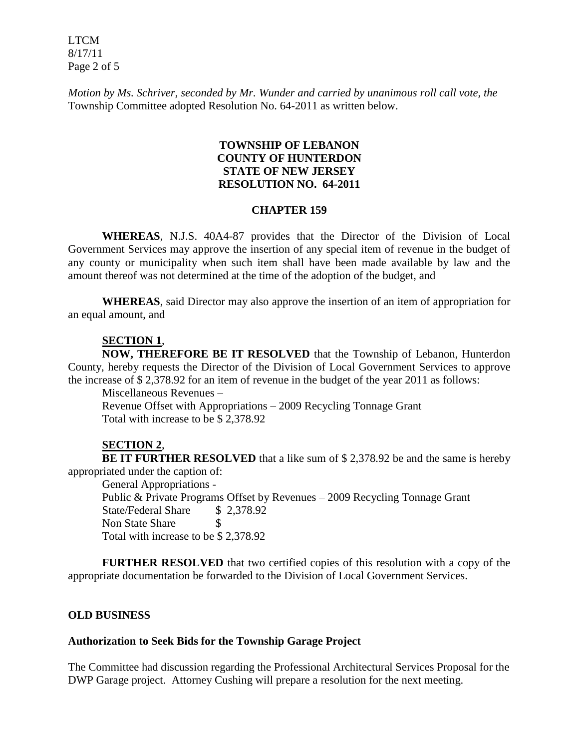*Motion by Ms. Schriver, seconded by Mr. Wunder and carried by unanimous roll call vote, the* Township Committee adopted Resolution No. 64-2011 as written below.

**TOWNSHIP OF LEBANON**
**COUNTY OF HUNTERDON**
**STATE OF NEW JERSEY**
**RESOLUTION NO. 64-2011**

**CHAPTER 159**

**WHEREAS**, N.J.S. 40A4-87 provides that the Director of the Division of Local Government Services may approve the insertion of any special item of revenue in the budget of any county or municipality when such item shall have been made available by law and the amount thereof was not determined at the time of the adoption of the budget, and

**WHEREAS**, said Director may also approve the insertion of an item of appropriation for an equal amount, and

**SECTION 1**,

**NOW, THEREFORE BE IT RESOLVED** that the Township of Lebanon, Hunterdon County, hereby requests the Director of the Division of Local Government Services to approve the increase of $ 2,378.92 for an item of revenue in the budget of the year 2011 as follows:

Miscellaneous Revenues –
Revenue Offset with Appropriations – 2009 Recycling Tonnage Grant
Total with increase to be $ 2,378.92

**SECTION 2**,

**BE IT FURTHER RESOLVED** that a like sum of $ 2,378.92 be and the same is hereby appropriated under the caption of:

General Appropriations -
Public & Private Programs Offset by Revenues – 2009 Recycling Tonnage Grant
State/Federal Share $ 2,378.92
Non State Share $
Total with increase to be $ 2,378.92

**FURTHER RESOLVED** that two certified copies of this resolution with a copy of the appropriate documentation be forwarded to the Division of Local Government Services.

**OLD BUSINESS**

**Authorization to Seek Bids for the Township Garage Project**

The Committee had discussion regarding the Professional Architectural Services Proposal for the DWP Garage project. Attorney Cushing will prepare a resolution for the next meeting.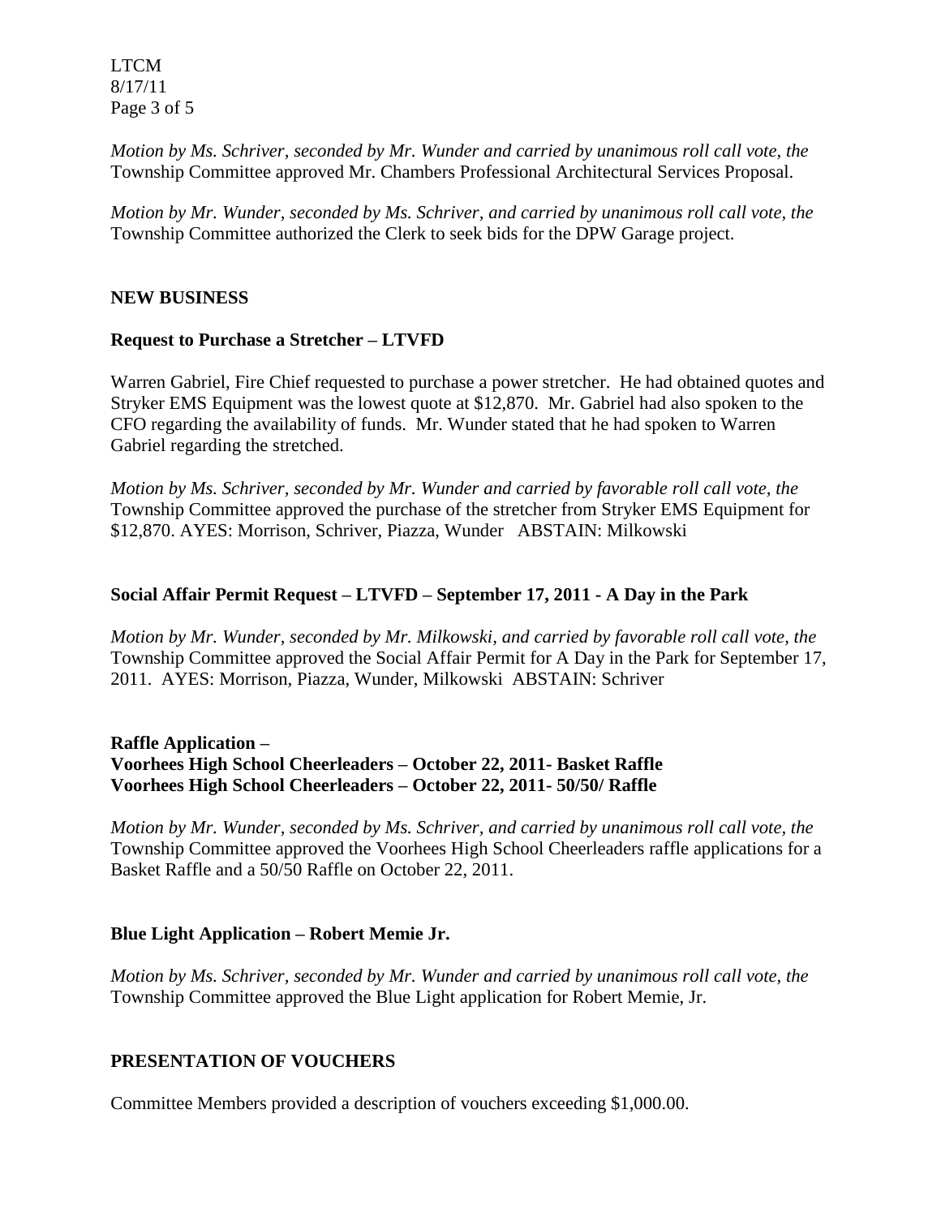*Motion by Ms. Schriver, seconded by Mr. Wunder and carried by unanimous roll call vote, the* Township Committee approved Mr. Chambers Professional Architectural Services Proposal.

*Motion by Mr. Wunder, seconded by Ms. Schriver, and carried by unanimous roll call vote, the* Township Committee authorized the Clerk to seek bids for the DPW Garage project.

**NEW BUSINESS**

**Request to Purchase a Stretcher – LTVFD**

Warren Gabriel, Fire Chief requested to purchase a power stretcher. He had obtained quotes and Stryker EMS Equipment was the lowest quote at $12,870. Mr. Gabriel had also spoken to the CFO regarding the availability of funds. Mr. Wunder stated that he had spoken to Warren Gabriel regarding the stretched.

*Motion by Ms. Schriver, seconded by Mr. Wunder and carried by favorable roll call vote, the* Township Committee approved the purchase of the stretcher from Stryker EMS Equipment for $12,870. AYES: Morrison, Schriver, Piazza, Wunder ABSTAIN: Milkowski

**Social Affair Permit Request – LTVFD – September 17, 2011 - A Day in the Park**

*Motion by Mr. Wunder, seconded by Mr. Milkowski, and carried by favorable roll call vote, the* Township Committee approved the Social Affair Permit for A Day in the Park for September 17, 2011. AYES: Morrison, Piazza, Wunder, Milkowski ABSTAIN: Schriver

**Raffle Application –**
**Voorhees High School Cheerleaders – October 22, 2011- Basket Raffle**
**Voorhees High School Cheerleaders – October 22, 2011- 50/50/ Raffle**

*Motion by Mr. Wunder, seconded by Ms. Schriver, and carried by unanimous roll call vote, the* Township Committee approved the Voorhees High School Cheerleaders raffle applications for a Basket Raffle and a 50/50 Raffle on October 22, 2011.

**Blue Light Application – Robert Memie Jr.**

*Motion by Ms. Schriver, seconded by Mr. Wunder and carried by unanimous roll call vote, the* Township Committee approved the Blue Light application for Robert Memie, Jr.

**PRESENTATION OF VOUCHERS**

Committee Members provided a description of vouchers exceeding $1,000.00.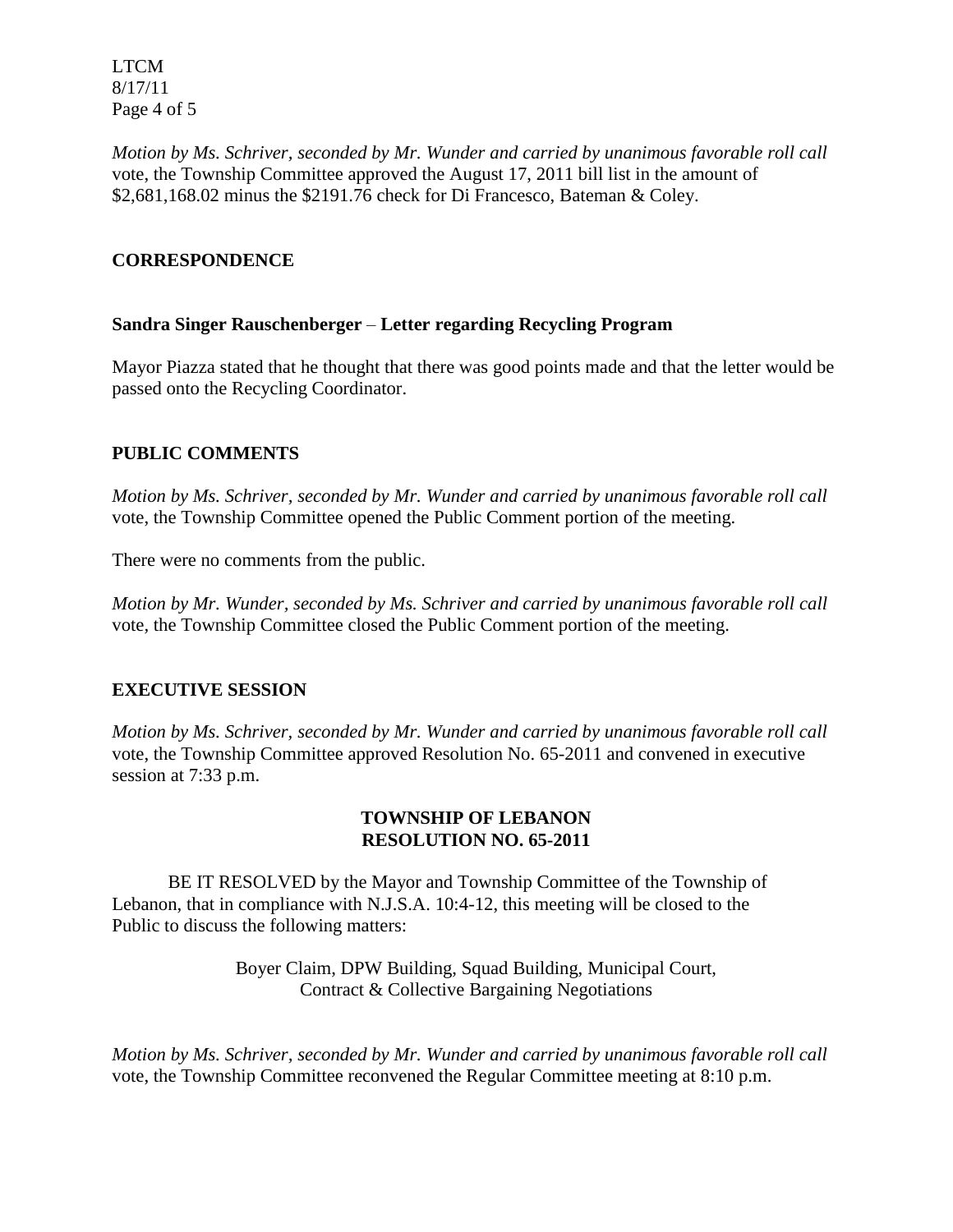*Motion by Ms. Schriver, seconded by Mr. Wunder and carried by unanimous favorable roll call* vote, the Township Committee approved the August 17, 2011 bill list in the amount of $2,681,168.02 minus the $2191.76 check for Di Francesco, Bateman & Coley.

## CORRESPONDENCE

### Sandra Singer Rauschenberger – Letter regarding Recycling Program

Mayor Piazza stated that he thought that there was good points made and that the letter would be passed onto the Recycling Coordinator.

## PUBLIC COMMENTS

*Motion by Ms. Schriver, seconded by Mr. Wunder and carried by unanimous favorable roll call* vote, the Township Committee opened the Public Comment portion of the meeting.

There were no comments from the public.

*Motion by Mr. Wunder, seconded by Ms. Schriver and carried by unanimous favorable roll call* vote, the Township Committee closed the Public Comment portion of the meeting.

## EXECUTIVE SESSION

*Motion by Ms. Schriver, seconded by Mr. Wunder and carried by unanimous favorable roll call* vote, the Township Committee approved Resolution No. 65-2011 and convened in executive session at 7:33 p.m.

**TOWNSHIP OF LEBANON**
**RESOLUTION NO. 65-2011**

BE IT RESOLVED by the Mayor and Township Committee of the Township of Lebanon, that in compliance with N.J.S.A. 10:4-12, this meeting will be closed to the Public to discuss the following matters:

Boyer Claim, DPW Building, Squad Building, Municipal Court, Contract & Collective Bargaining Negotiations

*Motion by Ms. Schriver, seconded by Mr. Wunder and carried by unanimous favorable roll call* vote, the Township Committee reconvened the Regular Committee meeting at 8:10 p.m.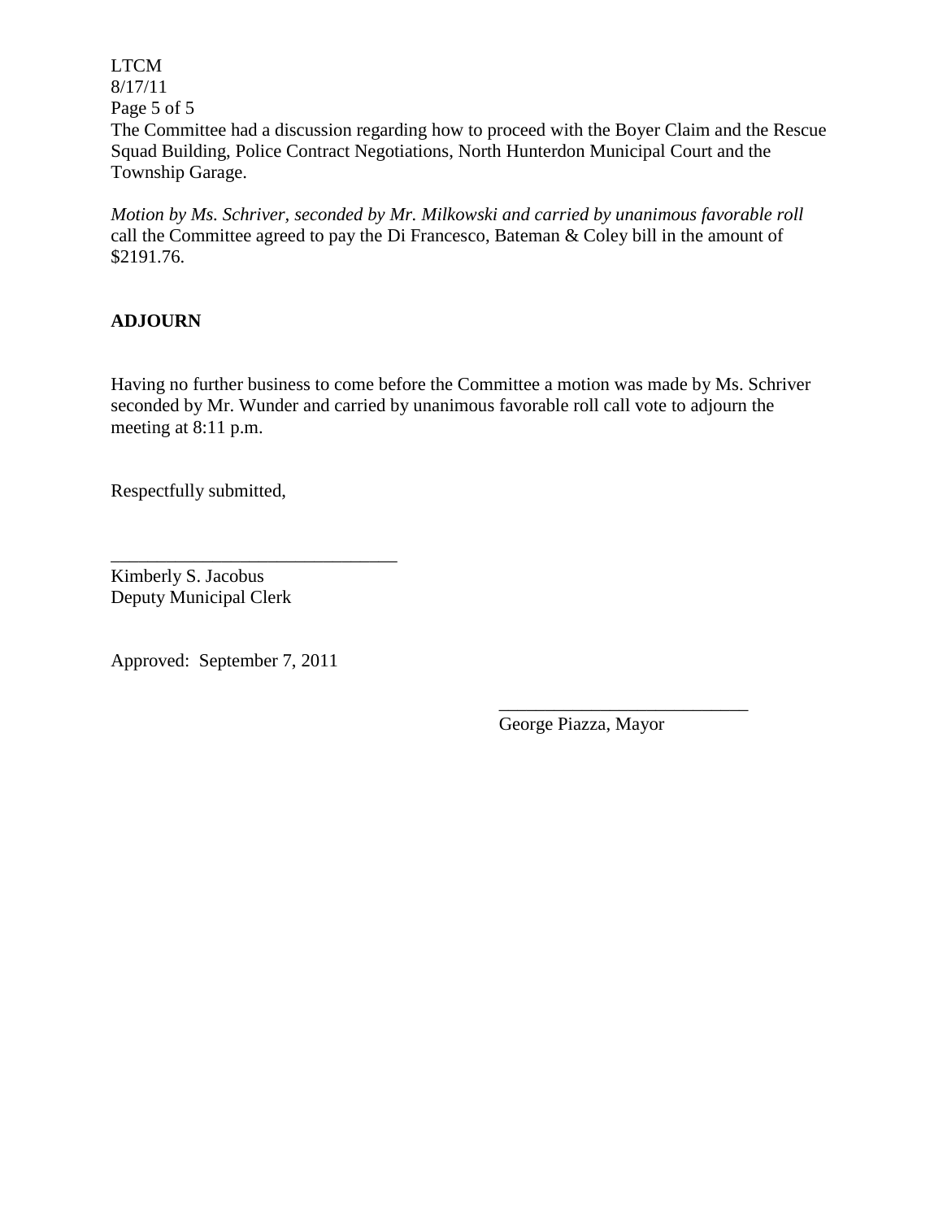The Committee had a discussion regarding how to proceed with the Boyer Claim and the Rescue Squad Building, Police Contract Negotiations, North Hunterdon Municipal Court and the Township Garage.

*Motion by Ms. Schriver, seconded by Mr. Milkowski and carried by unanimous favorable roll* call the Committee agreed to pay the Di Francesco, Bateman & Coley bill in the amount of $2191.76.

**ADJOURN**

Having no further business to come before the Committee a motion was made by Ms. Schriver seconded by Mr. Wunder and carried by unanimous favorable roll call vote to adjourn the meeting at 8:11 p.m.

Respectfully submitted,

________________________________
Kimberly S. Jacobus
Deputy Municipal Clerk

Approved: September 7, 2011

____________________________
George Piazza, Mayor